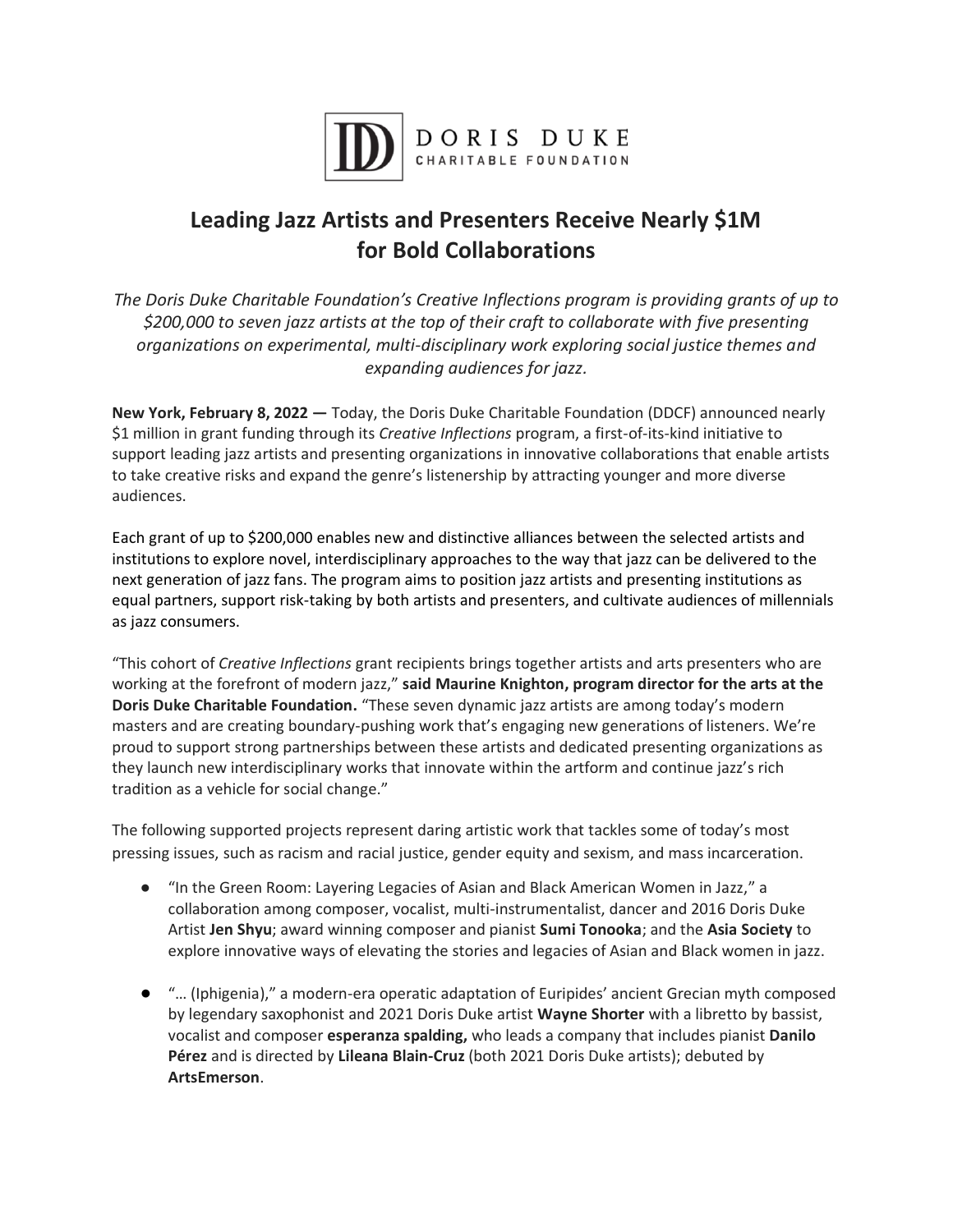DORIS DUKE
CHARITABLE FOUNDATION

# Leading Jazz Artists and Presenters Receive Nearly $1M for Bold Collaborations

*The Doris Duke Charitable Foundation's Creative Inflections program is providing grants of up to $200,000 to seven jazz artists at the top of their craft to collaborate with five presenting organizations on experimental, multi-disciplinary work exploring social justice themes and expanding audiences for jazz.*

**New York, February 8, 2022 —** Today, the Doris Duke Charitable Foundation (DDCF) announced nearly $1 million in grant funding through its *Creative Inflections* program, a first-of-its-kind initiative to support leading jazz artists and presenting organizations in innovative collaborations that enable artists to take creative risks and expand the genre's listenership by attracting younger and more diverse audiences.

Each grant of up to $200,000 enables new and distinctive alliances between the selected artists and institutions to explore novel, interdisciplinary approaches to the way that jazz can be delivered to the next generation of jazz fans. The program aims to position jazz artists and presenting institutions as equal partners, support risk-taking by both artists and presenters, and cultivate audiences of millennials as jazz consumers.

"This cohort of *Creative Inflections* grant recipients brings together artists and arts presenters who are working at the forefront of modern jazz," **said Maurine Knighton, program director for the arts at the Doris Duke Charitable Foundation.** "These seven dynamic jazz artists are among today's modern masters and are creating boundary-pushing work that's engaging new generations of listeners. We're proud to support strong partnerships between these artists and dedicated presenting organizations as they launch new interdisciplinary works that innovate within the artform and continue jazz's rich tradition as a vehicle for social change."

The following supported projects represent daring artistic work that tackles some of today's most pressing issues, such as racism and racial justice, gender equity and sexism, and mass incarceration.

- "In the Green Room: Layering Legacies of Asian and Black American Women in Jazz," a collaboration among composer, vocalist, multi-instrumentalist, dancer and 2016 Doris Duke Artist **Jen Shyu**; award winning composer and pianist **Sumi Tonooka**; and the **Asia Society** to explore innovative ways of elevating the stories and legacies of Asian and Black women in jazz.

- "… (Iphigenia)," a modern-era operatic adaptation of Euripides' ancient Grecian myth composed by legendary saxophonist and 2021 Doris Duke artist **Wayne Shorter** with a libretto by bassist, vocalist and composer **esperanza spalding,** who leads a company that includes pianist **Danilo Pérez** and is directed by **Lileana Blain-Cruz** (both 2021 Doris Duke artists); debuted by **ArtsEmerson**.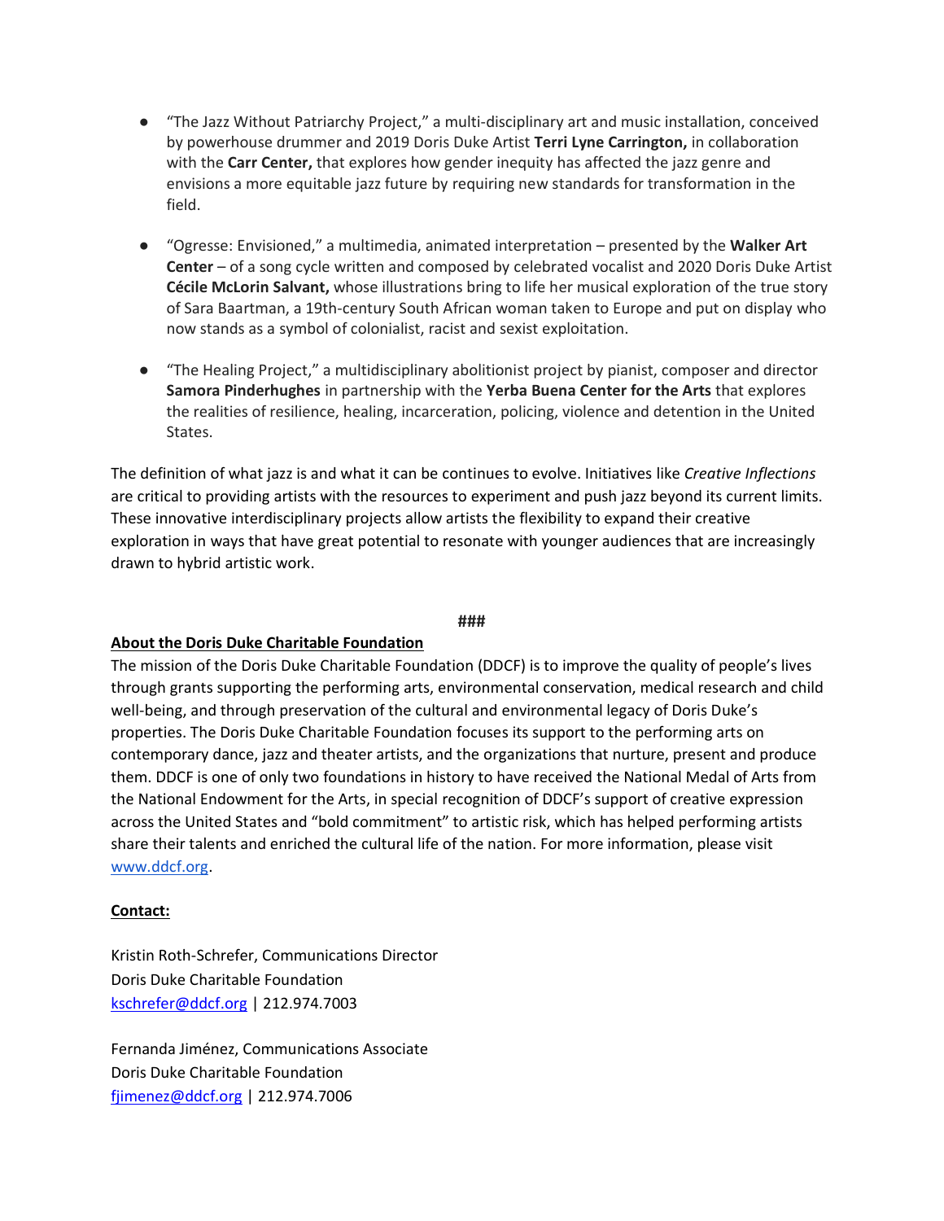- "The Jazz Without Patriarchy Project," a multi-disciplinary art and music installation, conceived by powerhouse drummer and 2019 Doris Duke Artist **Terri Lyne Carrington,** in collaboration with the **Carr Center,** that explores how gender inequity has affected the jazz genre and envisions a more equitable jazz future by requiring new standards for transformation in the field.

- "Ogresse: Envisioned," a multimedia, animated interpretation – presented by the **Walker Art Center** – of a song cycle written and composed by celebrated vocalist and 2020 Doris Duke Artist **Cécile McLorin Salvant,** whose illustrations bring to life her musical exploration of the true story of Sara Baartman, a 19th-century South African woman taken to Europe and put on display who now stands as a symbol of colonialist, racist and sexist exploitation.

- "The Healing Project," a multidisciplinary abolitionist project by pianist, composer and director **Samora Pinderhughes** in partnership with the **Yerba Buena Center for the Arts** that explores the realities of resilience, healing, incarceration, policing, violence and detention in the United States.

The definition of what jazz is and what it can be continues to evolve. Initiatives like *Creative Inflections* are critical to providing artists with the resources to experiment and push jazz beyond its current limits. These innovative interdisciplinary projects allow artists the flexibility to expand their creative exploration in ways that have great potential to resonate with younger audiences that are increasingly drawn to hybrid artistic work.

###

**About the Doris Duke Charitable Foundation**

The mission of the Doris Duke Charitable Foundation (DDCF) is to improve the quality of people's lives through grants supporting the performing arts, environmental conservation, medical research and child well-being, and through preservation of the cultural and environmental legacy of Doris Duke's properties. The Doris Duke Charitable Foundation focuses its support to the performing arts on contemporary dance, jazz and theater artists, and the organizations that nurture, present and produce them. DDCF is one of only two foundations in history to have received the National Medal of Arts from the National Endowment for the Arts, in special recognition of DDCF's support of creative expression across the United States and "bold commitment" to artistic risk, which has helped performing artists share their talents and enriched the cultural life of the nation. For more information, please visit www.ddcf.org.

**Contact:**

Kristin Roth-Schrefer, Communications Director
Doris Duke Charitable Foundation
kschrefer@ddcf.org | 212.974.7003

Fernanda Jiménez, Communications Associate
Doris Duke Charitable Foundation
fjimenez@ddcf.org | 212.974.7006